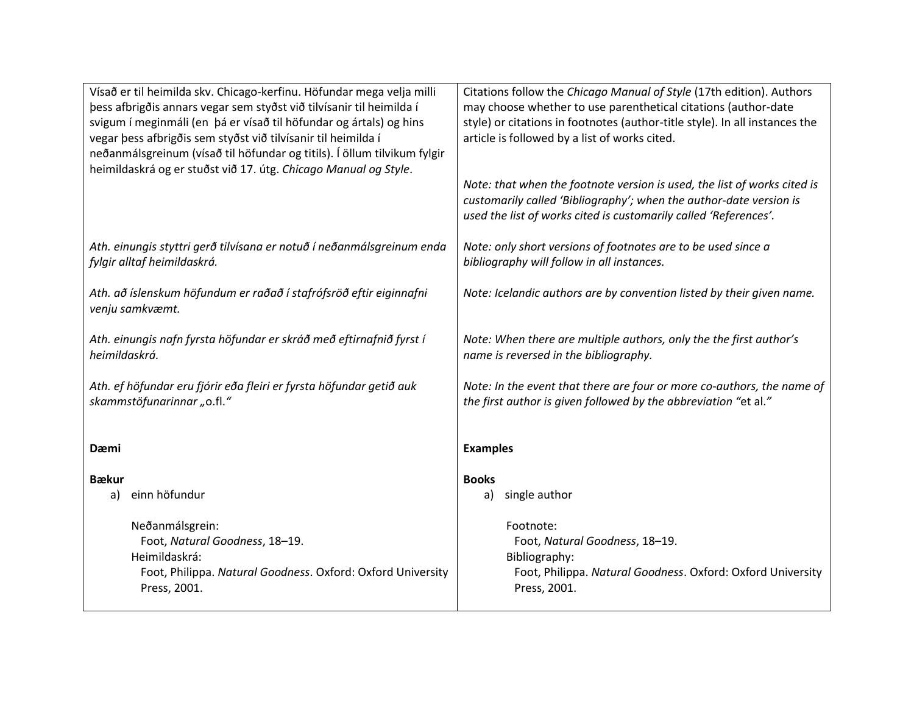| Vísað er til heimilda skv. Chicago-kerfinu. Höfundar mega velja milli þess afbrigðis annars vegar sem styðst við tilvísanir til heimilda í svigum í meginmáli (en þá er vísað til höfundar og ártals) og hins vegar þess afbrigðis sem styðst við tilvísanir til heimilda í neðanmálsgreinum (vísað til höfundar og titils). Í öllum tilvikum fylgir heimildaskrá og er stuðst við 17. útg. *Chicago Manual og Style*. | Citations follow the *Chicago Manual of Style* (17th edition). Authors may choose whether to use parenthetical citations (author-date style) or citations in footnotes (author-title style). In all instances the article is followed by a list of works cited.<br><br>*Note: that when the footnote version is used, the list of works cited is customarily called 'Bibliography'; when the author-date version is used the list of works cited is customarily called 'References'.* |
|---|---|
| *Ath. einungis styttri gerð tilvísana er notuð í neðanmálsgreinum enda fylgir alltaf heimildaskrá.* | *Note: only short versions of footnotes are to be used since a bibliography will follow in all instances.* |
| *Ath. að íslenskum höfundum er raðað í stafrófsröð eftir eiginnafni venju samkvæmt.* | *Note: Icelandic authors are by convention listed by their given name.* |
| *Ath. einungis nafn fyrsta höfundar er skráð með eftirnafnið fyrst í heimildaskrá.* | *Note: When there are multiple authors, only the the first author's name is reversed in the bibliography.* |
| *Ath. ef höfundar eru fjórir eða fleiri er fyrsta höfundar getið auk skammstöfunarinnar „*o.fl.*"* | *Note: In the event that there are four or more co-authors, the name of the first author is given followed by the abbreviation "*et al.*"* |
| **Dæmi** | **Examples** |
| **Bækur**<br>a) einn höfundur<br><br>Neðanmálsgrein:<br>Foot, *Natural Goodness*, 18–19.<br>Heimildaskrá:<br>Foot, Philippa. *Natural Goodness*. Oxford: Oxford University Press, 2001. | **Books**<br>a) single author<br><br>Footnote:<br>Foot, *Natural Goodness*, 18–19.<br>Bibliography:<br>Foot, Philippa. *Natural Goodness*. Oxford: Oxford University Press, 2001. |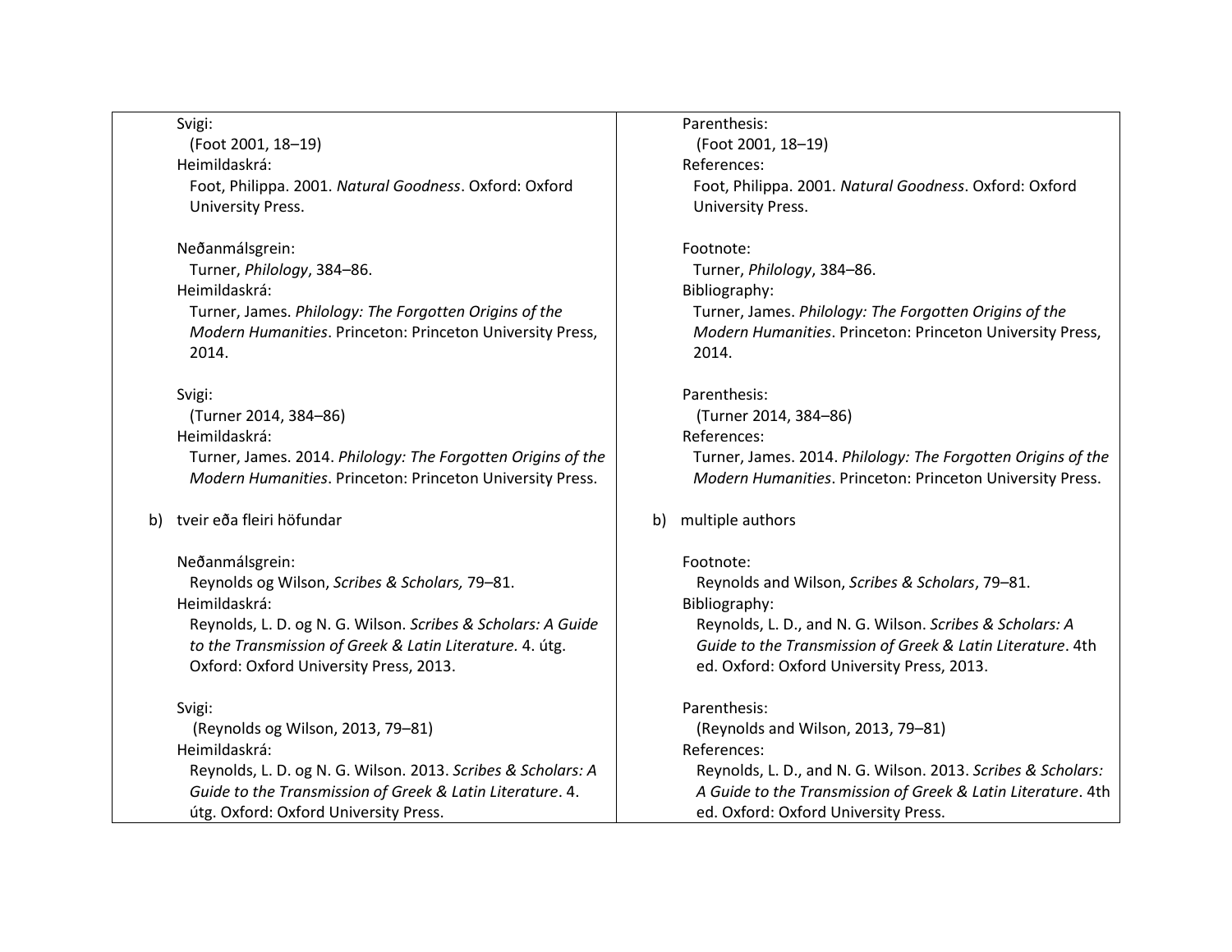| Svigi:<br>(Foot 2001, 18–19)<br>Heimildaskrá:<br>Foot, Philippa. 2001. *Natural Goodness*. Oxford: Oxford University Press.<br><br>Neðanmálsgrein:<br>Turner, *Philology*, 384–86.<br>Heimildaskrá:<br>Turner, James. *Philology: The Forgotten Origins of the Modern Humanities*. Princeton: Princeton University Press, 2014.<br><br>Svigi:<br>(Turner 2014, 384–86)<br>Heimildaskrá:<br>Turner, James. 2014. *Philology: The Forgotten Origins of the Modern Humanities*. Princeton: Princeton University Press.<br><br>b) tveir eða fleiri höfundar<br><br>Neðanmálsgrein:<br>Reynolds og Wilson, *Scribes & Scholars,* 79–81.<br>Heimildaskrá:<br>Reynolds, L. D. og N. G. Wilson. *Scribes & Scholars: A Guide to the Transmission of Greek & Latin Literature.* 4. útg. Oxford: Oxford University Press, 2013.<br><br>Svigi:<br>(Reynolds og Wilson, 2013, 79–81)<br>Heimildaskrá:<br>Reynolds, L. D. og N. G. Wilson. 2013. *Scribes & Scholars: A Guide to the Transmission of Greek & Latin Literature*. 4. útg. Oxford: Oxford University Press. | Parenthesis:<br>(Foot 2001, 18–19)<br>References:<br>Foot, Philippa. 2001. *Natural Goodness*. Oxford: Oxford University Press.<br><br>Footnote:<br>Turner, *Philology*, 384–86.<br>Bibliography:<br>Turner, James. *Philology: The Forgotten Origins of the Modern Humanities*. Princeton: Princeton University Press, 2014.<br><br>Parenthesis:<br>(Turner 2014, 384–86)<br>References:<br>Turner, James. 2014. *Philology: The Forgotten Origins of the Modern Humanities*. Princeton: Princeton University Press.<br><br>b) multiple authors<br><br>Footnote:<br>Reynolds and Wilson, *Scribes & Scholars*, 79–81.<br>Bibliography:<br>Reynolds, L. D., and N. G. Wilson. *Scribes & Scholars: A Guide to the Transmission of Greek & Latin Literature*. 4th ed. Oxford: Oxford University Press, 2013.<br><br>Parenthesis:<br>(Reynolds and Wilson, 2013, 79–81)<br>References:<br>Reynolds, L. D., and N. G. Wilson. 2013. *Scribes & Scholars: A Guide to the Transmission of Greek & Latin Literature*. 4th ed. Oxford: Oxford University Press. |
|---|---|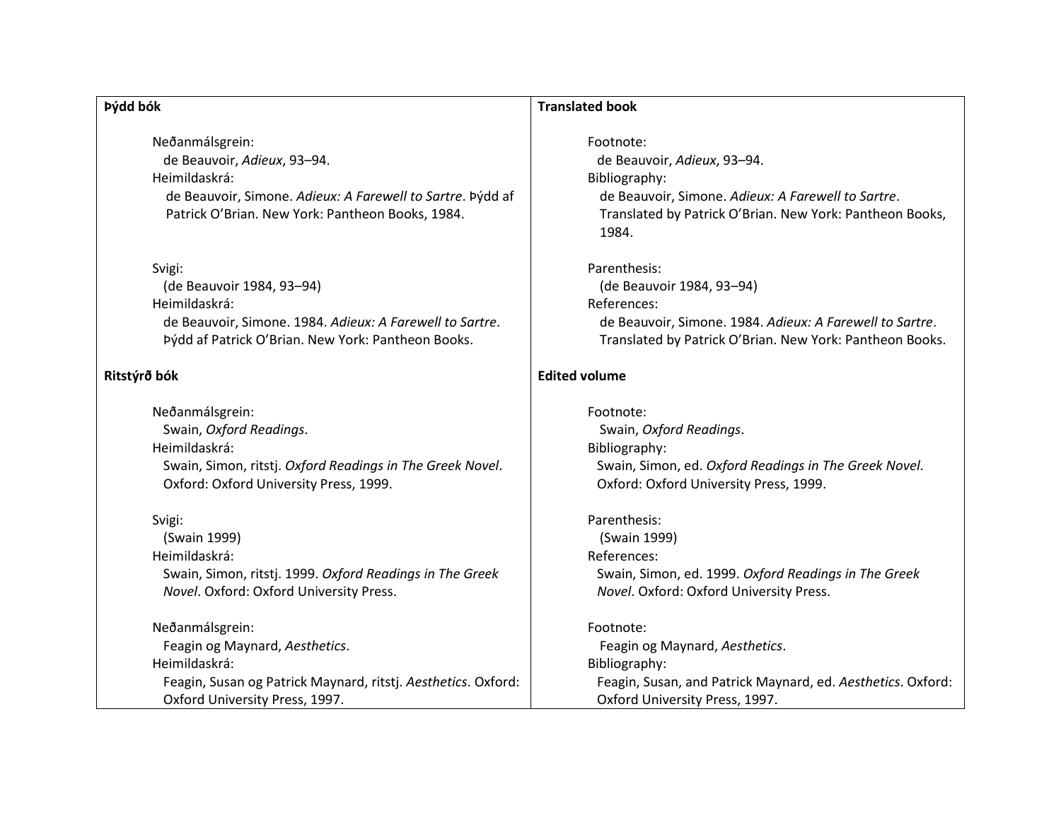| **Þýdd bók** | **Translated book** |
|---|---|
| Neðanmálsgrein:<br>de Beauvoir, *Adieux*, 93–94.<br>Heimildaskrá:<br>de Beauvoir, Simone. *Adieux: A Farewell to Sartre*. Þýdd af Patrick O'Brian. New York: Pantheon Books, 1984. | Footnote:<br>de Beauvoir, *Adieux*, 93–94.<br>Bibliography:<br>de Beauvoir, Simone. *Adieux: A Farewell to Sartre*. Translated by Patrick O'Brian. New York: Pantheon Books, 1984. |
| Svigi:<br>(de Beauvoir 1984, 93–94)<br>Heimildaskrá:<br>de Beauvoir, Simone. 1984. *Adieux: A Farewell to Sartre*. Þýdd af Patrick O'Brian. New York: Pantheon Books. | Parenthesis:<br>(de Beauvoir 1984, 93–94)<br>References:<br>de Beauvoir, Simone. 1984. *Adieux: A Farewell to Sartre*. Translated by Patrick O'Brian. New York: Pantheon Books. |
| **Ritstýrð bók** | **Edited volume** |
| Neðanmálsgrein:<br>Swain, *Oxford Readings*.<br>Heimildaskrá:<br>Swain, Simon, ritstj. *Oxford Readings in The Greek Novel*. Oxford: Oxford University Press, 1999. | Footnote:<br>Swain, *Oxford Readings*.<br>Bibliography:<br>Swain, Simon, ed. *Oxford Readings in The Greek Novel*. Oxford: Oxford University Press, 1999. |
| Svigi:<br>(Swain 1999)<br>Heimildaskrá:<br>Swain, Simon, ritstj. 1999. *Oxford Readings in The Greek Novel*. Oxford: Oxford University Press. | Parenthesis:<br>(Swain 1999)<br>References:<br>Swain, Simon, ed. 1999. *Oxford Readings in The Greek Novel*. Oxford: Oxford University Press. |
| Neðanmálsgrein:<br>Feagin og Maynard, *Aesthetics*.<br>Heimildaskrá:<br>Feagin, Susan og Patrick Maynard, ritstj. *Aesthetics*. Oxford: Oxford University Press, 1997. | Footnote:<br>Feagin og Maynard, *Aesthetics*.<br>Bibliography:<br>Feagin, Susan, and Patrick Maynard, ed. *Aesthetics*. Oxford: Oxford University Press, 1997. |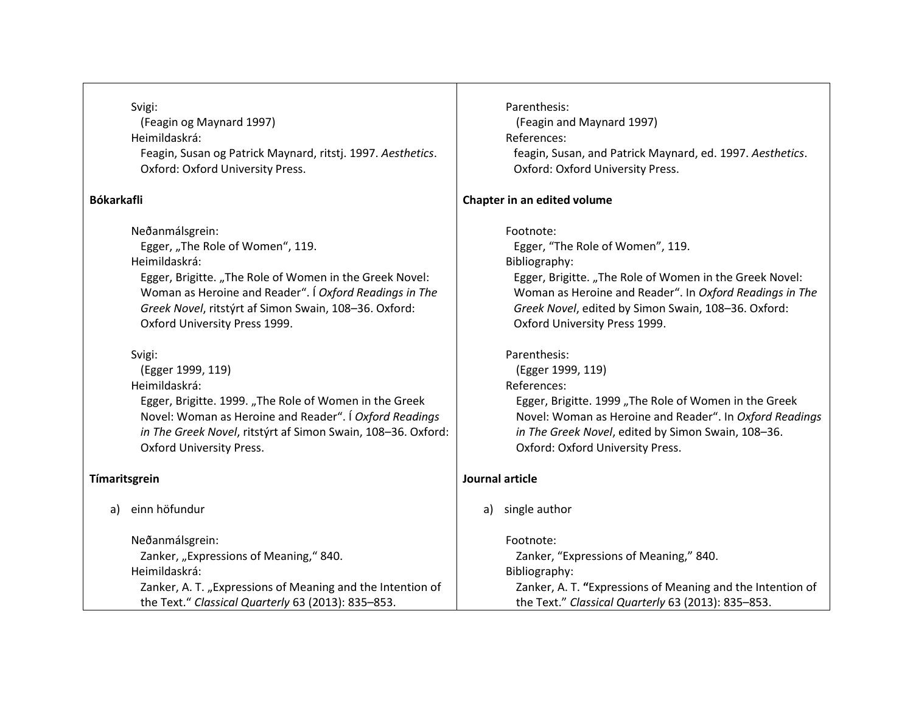Svigi:
(Feagin og Maynard 1997)
Heimildaskrá:
Feagin, Susan og Patrick Maynard, ritstj. 1997. *Aesthetics*. Oxford: Oxford University Press.

**Bókarkafli**

Neðanmálsgrein:
Egger, „The Role of Women", 119.
Heimildaskrá:
Egger, Brigitte. „The Role of Women in the Greek Novel: Woman as Heroine and Reader". Í *Oxford Readings in The Greek Novel*, ritstýrt af Simon Swain, 108–36. Oxford: Oxford University Press 1999.

Svigi:
(Egger 1999, 119)
Heimildaskrá:
Egger, Brigitte. 1999. „The Role of Women in the Greek Novel: Woman as Heroine and Reader". Í *Oxford Readings in The Greek Novel*, ritstýrt af Simon Swain, 108–36. Oxford: Oxford University Press.

**Tímaritsgrein**

a) einn höfundur

Neðanmálsgrein:
Zanker, „Expressions of Meaning," 840.
Heimildaskrá:
Zanker, A. T. „Expressions of Meaning and the Intention of the Text." *Classical Quarterly* 63 (2013): 835–853.

---

Parenthesis:
(Feagin and Maynard 1997)
References:
feagin, Susan, and Patrick Maynard, ed. 1997. *Aesthetics*. Oxford: Oxford University Press.

**Chapter in an edited volume**

Footnote:
Egger, "The Role of Women", 119.
Bibliography:
Egger, Brigitte. „The Role of Women in the Greek Novel: Woman as Heroine and Reader". In *Oxford Readings in The Greek Novel*, edited by Simon Swain, 108–36. Oxford: Oxford University Press 1999.

Parenthesis:
(Egger 1999, 119)
References:
Egger, Brigitte. 1999 „The Role of Women in the Greek Novel: Woman as Heroine and Reader". In *Oxford Readings in The Greek Novel*, edited by Simon Swain, 108–36. Oxford: Oxford University Press.

**Journal article**

a) single author

Footnote:
Zanker, "Expressions of Meaning," 840.
Bibliography:
Zanker, A. T. **"**Expressions of Meaning and the Intention of the Text." *Classical Quarterly* 63 (2013): 835–853.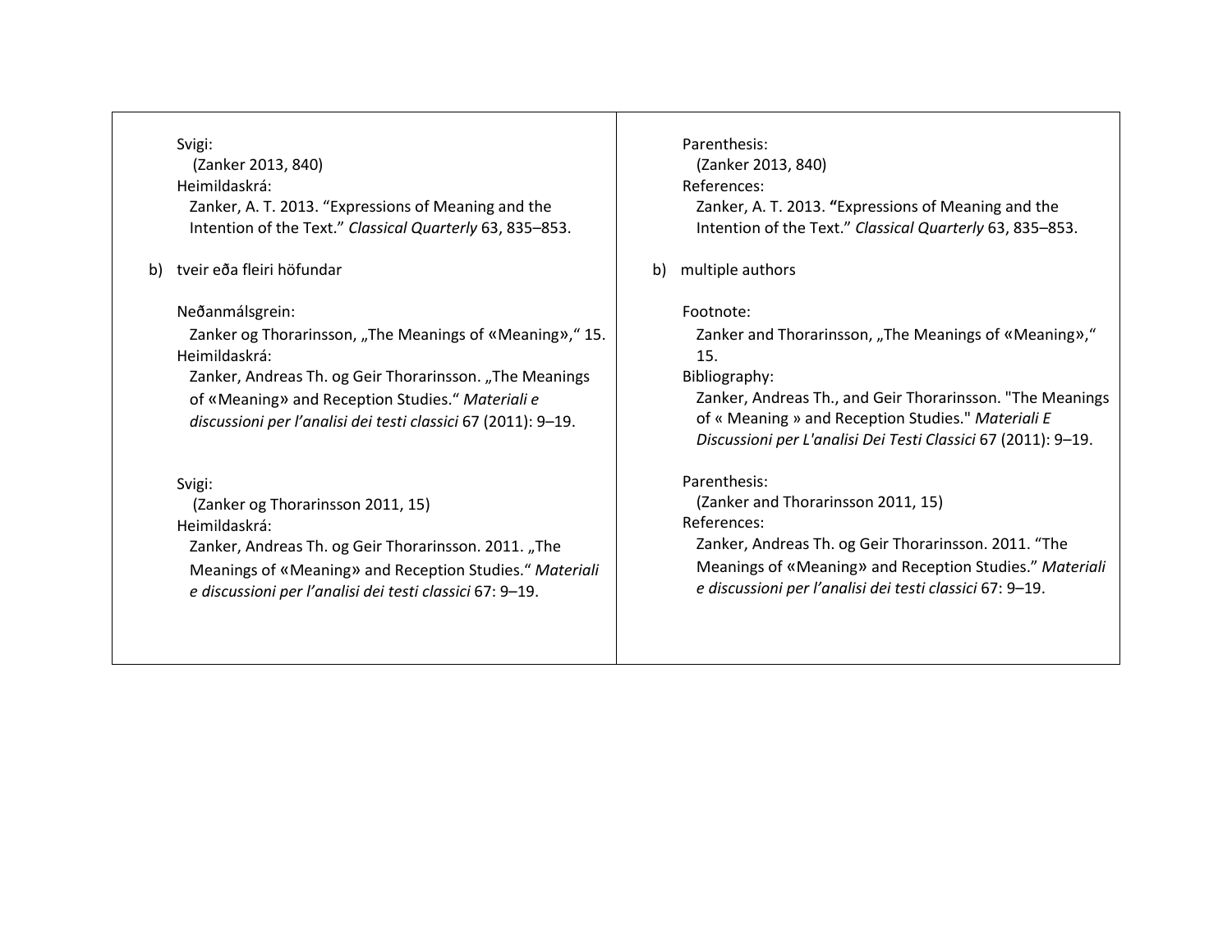Svigi:

(Zanker 2013, 840)

Heimildaskrá:

Zanker, A. T. 2013. "Expressions of Meaning and the Intention of the Text." *Classical Quarterly* 63, 835–853.

b) tveir eða fleiri höfundar

Neðanmálsgrein:

Zanker og Thorarinsson, „The Meanings of «Meaning»," 15.

Heimildaskrá:

Zanker, Andreas Th. og Geir Thorarinsson. „The Meanings of «Meaning» and Reception Studies." *Materiali e discussioni per l'analisi dei testi classici* 67 (2011): 9–19.

Svigi:

(Zanker og Thorarinsson 2011, 15)

Heimildaskrá:

Zanker, Andreas Th. og Geir Thorarinsson. 2011. „The Meanings of «Meaning» and Reception Studies." *Materiali e discussioni per l'analisi dei testi classici* 67: 9–19.

Parenthesis:

(Zanker 2013, 840)

References:

Zanker, A. T. 2013. **"**Expressions of Meaning and the Intention of the Text." *Classical Quarterly* 63, 835–853.

b) multiple authors

Footnote:

Zanker and Thorarinsson, „The Meanings of «Meaning»," 15.

Bibliography:

Zanker, Andreas Th., and Geir Thorarinsson. "The Meanings of « Meaning » and Reception Studies." *Materiali E Discussioni per L'analisi Dei Testi Classici* 67 (2011): 9–19.

Parenthesis:

(Zanker and Thorarinsson 2011, 15)

References:

Zanker, Andreas Th. og Geir Thorarinsson. 2011. "The Meanings of «Meaning» and Reception Studies." *Materiali e discussioni per l'analisi dei testi classici* 67: 9–19.